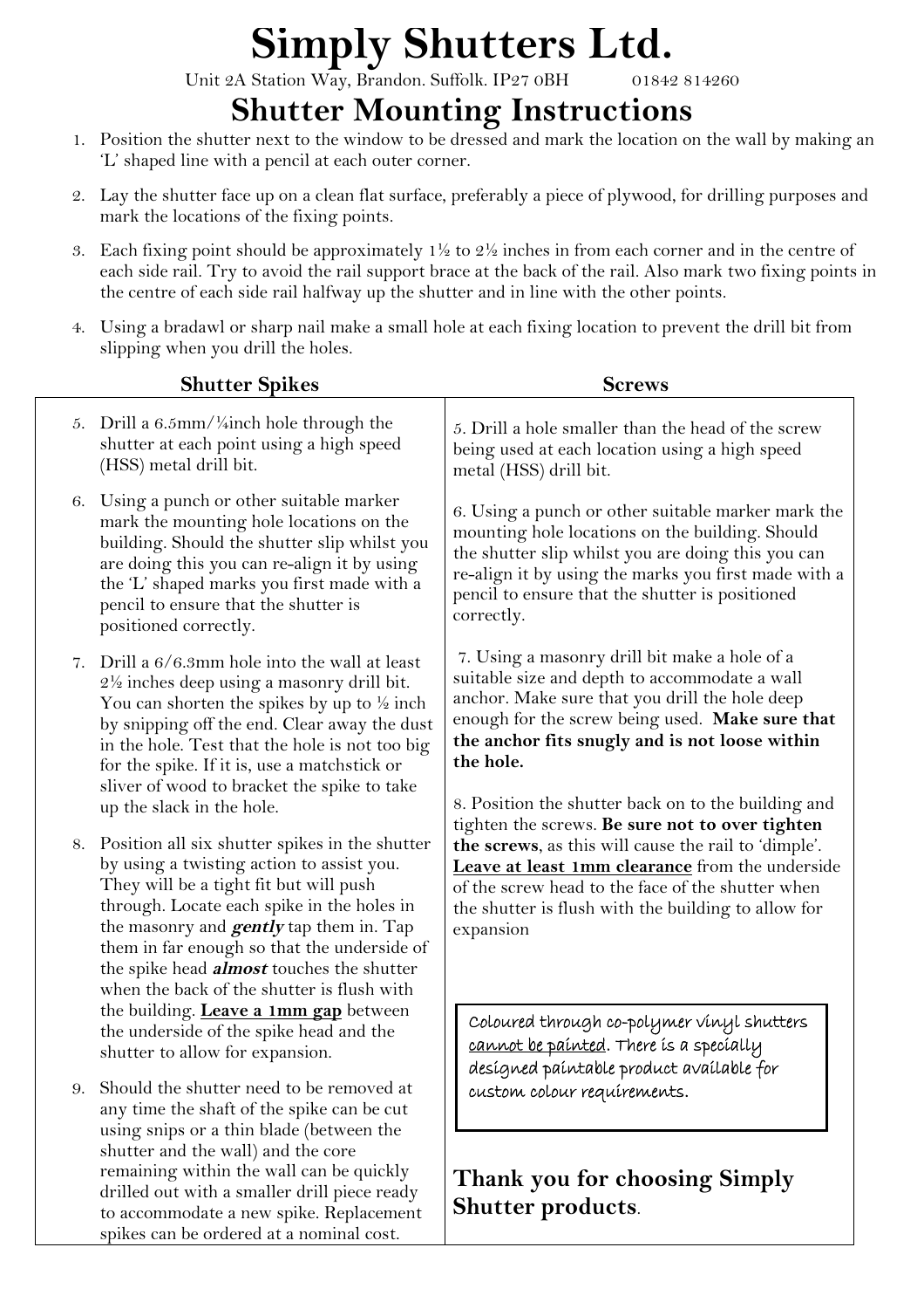# Simply Shutters Ltd.

Unit 2A Station Way, Brandon. Suffolk. IP27 0BH 01842 814260

## Shutter Mounting Instructions

1. Position the shutter next to the window to be dressed and mark the location on the wall by making an 'L' shaped line with a pencil at each outer corner.
2. Lay the shutter face up on a clean flat surface, preferably a piece of plywood, for drilling purposes and mark the locations of the fixing points.
3. Each fixing point should be approximately 1½ to 2½ inches in from each corner and in the centre of each side rail. Try to avoid the rail support brace at the back of the rail. Also mark two fixing points in the centre of each side rail halfway up the shutter and in line with the other points.
4. Using a bradawl or sharp nail make a small hole at each fixing location to prevent the drill bit from slipping when you drill the holes.

### Shutter Spikes

5. Drill a 6.5mm/¼inch hole through the shutter at each point using a high speed (HSS) metal drill bit.
6. Using a punch or other suitable marker mark the mounting hole locations on the building. Should the shutter slip whilst you are doing this you can re-align it by using the 'L' shaped marks you first made with a pencil to ensure that the shutter is positioned correctly.
7. Drill a 6/6.3mm hole into the wall at least 2½ inches deep using a masonry drill bit. You can shorten the spikes by up to ½ inch by snipping off the end. Clear away the dust in the hole. Test that the hole is not too big for the spike. If it is, use a matchstick or sliver of wood to bracket the spike to take up the slack in the hole.
8. Position all six shutter spikes in the shutter by using a twisting action to assist you. They will be a tight fit but will push through. Locate each spike in the holes in the masonry and ***gently*** tap them in. Tap them in far enough so that the underside of the spike head ***almost*** touches the shutter when the back of the shutter is flush with the building. **Leave a 1mm gap** between the underside of the spike head and the shutter to allow for expansion.
9. Should the shutter need to be removed at any time the shaft of the spike can be cut using snips or a thin blade (between the shutter and the wall) and the core remaining within the wall can be quickly drilled out with a smaller drill piece ready to accommodate a new spike. Replacement spikes can be ordered at a nominal cost.

### Screws

5. Drill a hole smaller than the head of the screw being used at each location using a high speed metal (HSS) drill bit.
6. Using a punch or other suitable marker mark the mounting hole locations on the building. Should the shutter slip whilst you are doing this you can re-align it by using the marks you first made with a pencil to ensure that the shutter is positioned correctly.
7. Using a masonry drill bit make a hole of a suitable size and depth to accommodate a wall anchor. Make sure that you drill the hole deep enough for the screw being used. **Make sure that the anchor fits snugly and is not loose within the hole.**
8. Position the shutter back on to the building and tighten the screws. **Be sure not to over tighten the screws**, as this will cause the rail to 'dimple'. **Leave at least 1mm clearance** from the underside of the screw head to the face of the shutter when the shutter is flush with the building to allow for expansion

Coloured through co-polymer vinyl shutters cannot be painted. There is a specially designed paintable product available for custom colour requirements.

**Thank you for choosing Simply Shutter products**.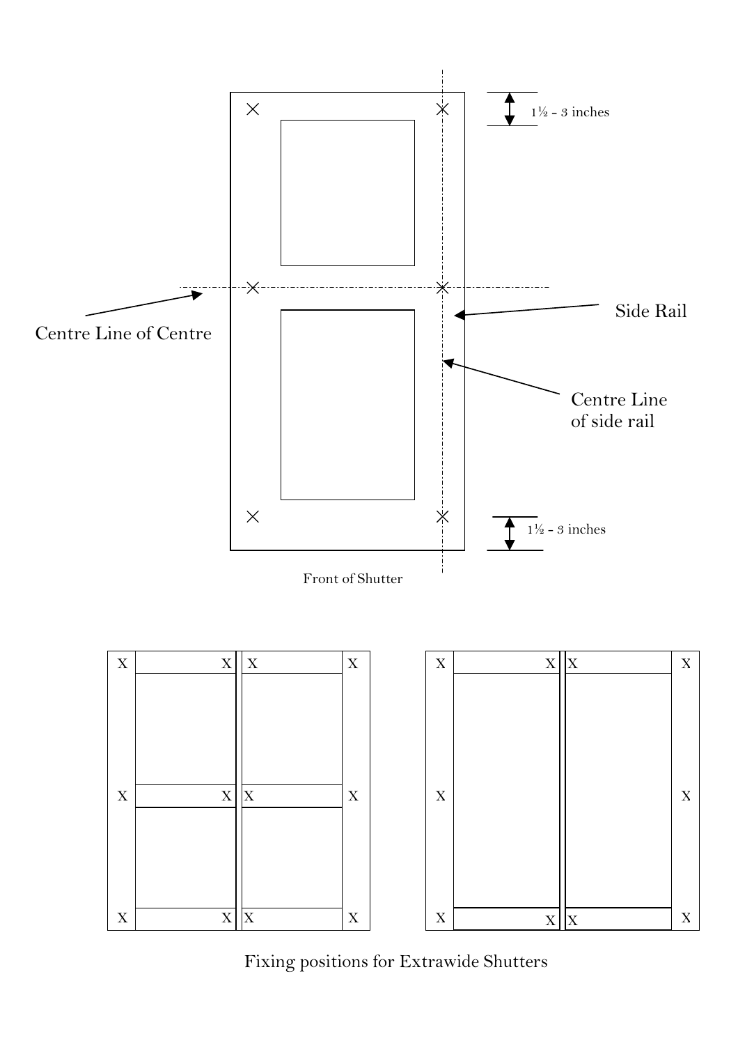1½ - 3 inches

Centre Line of Centre

Side Rail

Centre Line of side rail

1½ - 3 inches

Front of Shutter

Fixing positions for Extrawide Shutters